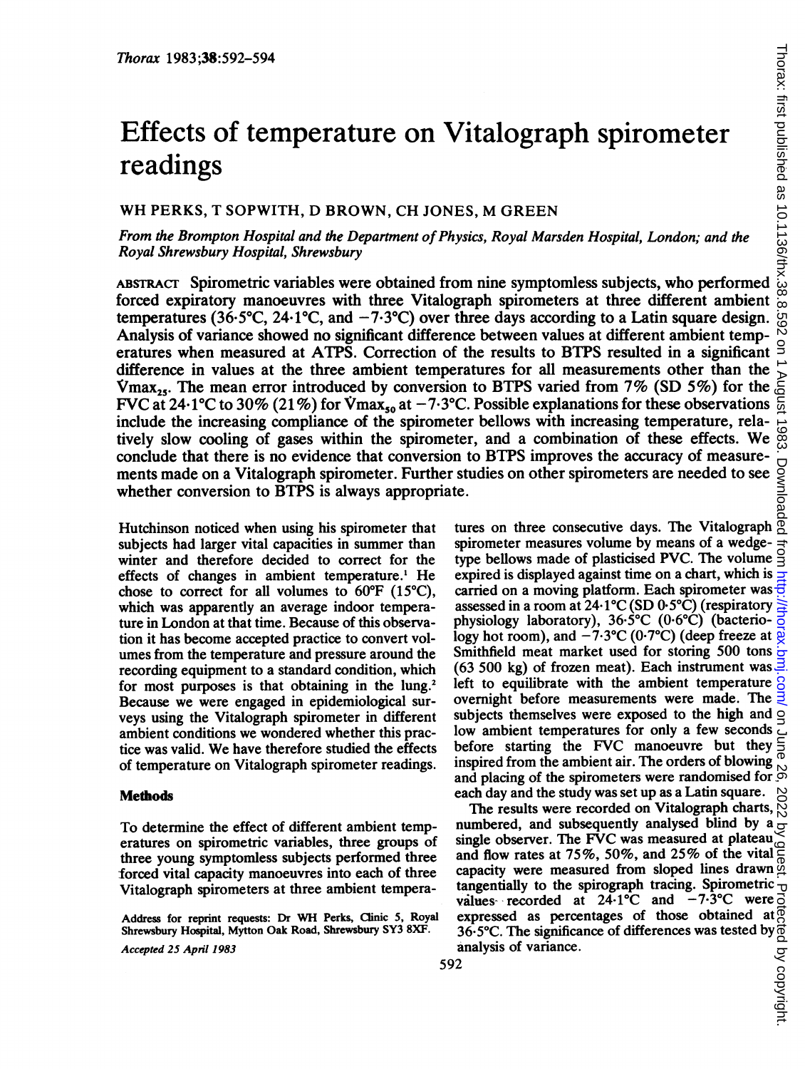# Effects of temperature on Vitalograph spirometer readings

WH PERKS, T SOPWITH, D BROWN, CH JONES, M GREEN

*From the Brompton Hospital and the Department of Physics, Royal Marsden Hospital, London; and the Royal Shrewsbury Hospital, Shrewsbury*

ABSTRACT Spirometric variables were obtained from nine symptomless subjects, who performed forced expiratory manoeuvres with three Vitalograph spirometers at three different ambient temperatures (36·5°C, 24·1°C, and −7·3°C) over three days according to a Latin square design. Analysis of variance showed no significant difference between values at different ambient temperatures when measured at ATPS. Correction of the results to BTPS resulted in a significant difference in values at the three ambient temperatures for all measurements other than the $\dot{V}max_{25}$. The mean error introduced by conversion to BTPS varied from 7% (SD 5%) for the FVC at 24·1°C to 30% (21%) for $\dot{V}max_{50}$ at −7·3°C. Possible explanations for these observations include the increasing compliance of the spirometer bellows with increasing temperature, relatively slow cooling of gases within the spirometer, and a combination of these effects. We conclude that there is no evidence that conversion to BTPS improves the accuracy of measurements made on a Vitalograph spirometer. Further studies on other spirometers are needed to see whether conversion to BTPS is always appropriate.

Hutchinson noticed when using his spirometer that subjects had larger vital capacities in summer than winter and therefore decided to correct for the effects of changes in ambient temperature.[1] He chose to correct for all volumes to 60°F (15°C), which was apparently an average indoor temperature in London at that time. Because of this observation it has become accepted practice to convert volumes from the temperature and pressure around the recording equipment to a standard condition, which for most purposes is that obtaining in the lung.[2] Because we were engaged in epidemiological surveys using the Vitalograph spirometer in different ambient conditions we wondered whether this practice was valid. We have therefore studied the effects of temperature on Vitalograph spirometer readings.

## Methods

To determine the effect of different ambient temperatures on spirometric variables, three groups of three young symptomless subjects performed three forced vital capacity manoeuvres into each of three Vitalograph spirometers at three ambient temperatures on three consecutive days. The Vitalograph spirometer measures volume by means of a wedge-type bellows made of plasticised PVC. The volume expired is displayed against time on a chart, which is carried on a moving platform. Each spirometer was assessed in a room at 24·1°C (SD 0·5°C) (respiratory physiology laboratory), 36·5°C (0·6°C) (bacteriology hot room), and −7·3°C (0·7°C) (deep freeze at Smithfield meat market used for storing 500 tons (63 500 kg) of frozen meat). Each instrument was left to equilibrate with the ambient temperature overnight before measurements were made. The subjects themselves were exposed to the high and low ambient temperatures for only a few seconds before starting the FVC manoeuvre but they inspired from the ambient air. The orders of blowing and placing of the spirometers were randomised for each day and the study was set up as a Latin square.

The results were recorded on Vitalograph charts, numbered, and subsequently analysed blind by a single observer. The FVC was measured at plateau and flow rates at 75%, 50%, and 25% of the vital capacity were measured from sloped lines drawn tangentially to the spirograph tracing. Spirometric values recorded at 24·1°C and −7·3°C were expressed as percentages of those obtained at 36·5°C. The significance of differences was tested by analysis of variance.

Address for reprint requests: Dr WH Perks, Clinic 5, Royal Shrewsbury Hospital, Mytton Oak Road, Shrewsbury SY3 8XF.

*Accepted 25 April 1983*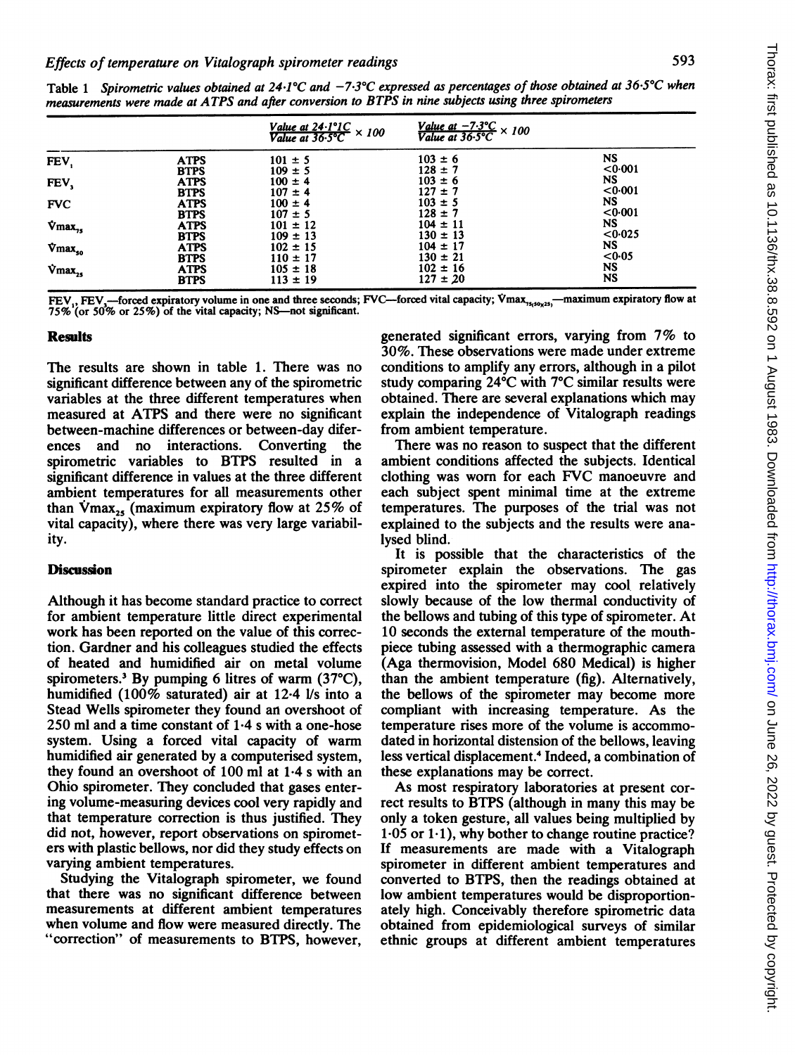Table 1 *Spirometric values obtained at 24·1°C and −7·3°C expressed as percentages of those obtained at 36·5°C when measurements were made at ATPS and after conversion to BTPS in nine subjects using three spirometers*

| | | $\frac{\text{Value at } 24 \cdot 1°C}{\text{Value at } 36 \cdot 5°C} \times 100$ | $\frac{\text{Value at } -7 \cdot 3°C}{\text{Value at } 36 \cdot 5°C} \times 100$ | |
|---|---|---|---|---|
| $FEV_1$ | ATPS | 101 ± 5 | 103 ± 6 | NS |
| | BTPS | 109 ± 5 | 128 ± 7 | <0·001 |
| $FEV_3$ | ATPS | 100 ± 4 | 103 ± 6 | NS |
| | BTPS | 107 ± 4 | 127 ± 7 | <0·001 |
| FVC | ATPS | 100 ± 4 | 103 ± 5 | NS |
| | BTPS | 107 ± 5 | 128 ± 7 | <0·001 |
| $\dot{V}max_{75}$ | ATPS | 101 ± 12 | 104 ± 11 | NS |
| | BTPS | 109 ± 13 | 130 ± 13 | <0·025 |
| $\dot{V}max_{50}$ | ATPS | 102 ± 15 | 104 ± 17 | NS |
| | BTPS | 110 ± 17 | 130 ± 21 | <0·05 |
| $\dot{V}max_{25}$ | ATPS | 105 ± 18 | 102 ± 16 | NS |
| | BTPS | 113 ± 19 | 127 ± 20 | NS |

$FEV_1$, $FEV_3$—forced expiratory volume in one and three seconds; FVC—forced vital capacity; $\dot{V}max_{75(50)(25)}$—maximum expiratory flow at 75% (or 50% or 25%) of the vital capacity; NS—not significant.

## Results

The results are shown in table 1. There was no significant difference between any of the spirometric variables at the three different temperatures when measured at ATPS and there were no significant between-machine differences or between-day differences and no interactions. Converting the spirometric variables to BTPS resulted in a significant difference in values at the three different ambient temperatures for all measurements other than $\dot{V}max_{25}$ (maximum expiratory flow at 25% of vital capacity), where there was very large variability.

## Discussion

Although it has become standard practice to correct for ambient temperature little direct experimental work has been reported on the value of this correction. Gardner and his colleagues studied the effects of heated and humidified air on metal volume spirometers.[3] By pumping 6 litres of warm (37°C), humidified (100% saturated) air at 12·4 l/s into a Stead Wells spirometer they found an overshoot of 250 ml and a time constant of 1·4 s with a one-hose system. Using a forced vital capacity of warm humidified air generated by a computerised system, they found an overshoot of 100 ml at 1·4 s with an Ohio spirometer. They concluded that gases entering volume-measuring devices cool very rapidly and that temperature correction is thus justified. They did not, however, report observations on spirometers with plastic bellows, nor did they study effects on varying ambient temperatures.

Studying the Vitalograph spirometer, we found that there was no significant difference between measurements at different ambient temperatures when volume and flow were measured directly. The "correction" of measurements to BTPS, however, generated significant errors, varying from 7% to 30%. These observations were made under extreme conditions to amplify any errors, although in a pilot study comparing 24°C with 7°C similar results were obtained. There are several explanations which may explain the independence of Vitalograph readings from ambient temperature.

There was no reason to suspect that the different ambient conditions affected the subjects. Identical clothing was worn for each FVC manoeuvre and each subject spent minimal time at the extreme temperatures. The purposes of the trial was not explained to the subjects and the results were analysed blind.

It is possible that the characteristics of the spirometer explain the observations. The gas expired into the spirometer may cool relatively slowly because of the low thermal conductivity of the bellows and tubing of this type of spirometer. At 10 seconds the external temperature of the mouthpiece tubing assessed with a thermographic camera (Aga thermovision, Model 680 Medical) is higher than the ambient temperature (fig). Alternatively, the bellows of the spirometer may become more compliant with increasing temperature. As the temperature rises more of the volume is accommodated in horizontal distension of the bellows, leaving less vertical displacement.[4] Indeed, a combination of these explanations may be correct.

As most respiratory laboratories at present correct results to BTPS (although in many this may be only a token gesture, all values being multiplied by 1·05 or 1·1), why bother to change routine practice? If measurements are made with a Vitalograph spirometer in different ambient temperatures and converted to BTPS, then the readings obtained at low ambient temperatures would be disproportionately high. Conceivably therefore spirometric data obtained from epidemiological surveys of similar ethnic groups at different ambient temperatures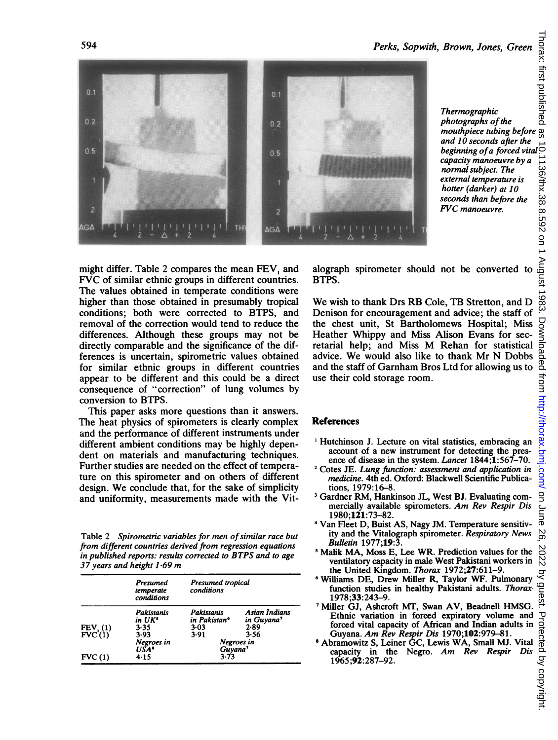Thermographic photographs of the mouthpiece tubing before and 10 seconds after the beginning of a forced vital capacity manoeuvre by a normal subject. The external temperature is hotter (darker) at 10 seconds than before the FVC manoeuvre.

might differ. Table 2 compares the mean $FEV_1$ and FVC of similar ethnic groups in different countries. The values obtained in temperate conditions were higher than those obtained in presumably tropical conditions; both were corrected to BTPS, and removal of the correction would tend to reduce the differences. Although these groups may not be directly comparable and the significance of the differences is uncertain, spirometric values obtained for similar ethnic groups in different countries appear to be different and this could be a direct consequence of "correction" of lung volumes by conversion to BTPS.

This paper asks more questions than it answers. The heat physics of spirometers is clearly complex and the performance of different instruments under different ambient conditions may be highly dependent on materials and manufacturing techniques. Further studies are needed on the effect of temperature on this spirometer and on others of different design. We conclude that, for the sake of simplicity and uniformity, measurements made with the Vitalograph spirometer should not be converted to BTPS.

Table 2 *Spirometric variables for men of similar race but from different countries derived from regression equations in published reports: results corrected to BTPS and to age 37 years and height 1·69 m*

| | Presumed temperate conditions | Presumed tropical conditions | |
|---|---|---|---|
| | Pakistanis in UK[5] | Pakistanis in Pakistan[6] | Asian Indians in Guyana[7] |
| $FEV_1$ (l) | 3·35 | 3·03 | 2·89 |
| FVC (l) | 3·93 | 3·91 | 3·56 |
| | Negroes in USA[8] | Negroes in Guyana[7] | |
| FVC (l) | 4·15 | 3·73 | |

We wish to thank Drs RB Cole, TB Stretton, and D Denison for encouragement and advice; the staff of the chest unit, St Bartholomews Hospital; Miss Heather Whippy and Miss Alison Evans for secretarial help; and Miss M Rehan for statistical advice. We would also like to thank Mr N Dobbs and the staff of Garnham Bros Ltd for allowing us to use their cold storage room.

## References

1. Hutchinson J. Lecture on vital statistics, embracing an account of a new instrument for detecting the presence of disease in the system. *Lancet* 1844;**1**:567–70.
2. Cotes JE. *Lung function: assessment and application in medicine.* 4th ed. Oxford: Blackwell Scientific Publications, 1979:16–8.
3. Gardner RM, Hankinson JL, West BJ. Evaluating commercially available spirometers. *Am Rev Respir Dis* 1980;**121**:73–82.
4. Van Fleet D, Buist AS, Nagy JM. Temperature sensitivity and the Vitalograph spirometer. *Respiratory News Bulletin* 1977;**19**:3.
5. Malik MA, Moss E, Lee WR. Prediction values for the ventilatory capacity in male West Pakistani workers in the United Kingdom. *Thorax* 1972;**27**:611–9.
6. Williams DE, Drew Miller R, Taylor WF. Pulmonary function studies in healthy Pakistani adults. *Thorax* 1978;**33**:243–9.
7. Miller GJ, Ashcroft MT, Swan AV, Beadnell HMSG. Ethnic variation in forced expiratory volume and forced vital capacity of African and Indian adults in Guyana. *Am Rev Respir Dis* 1970;**102**:979–81.
8. Abramowitz S, Leiner GC, Lewis WA, Small MJ. Vital capacity in the Negro. *Am Rev Respir Dis* 1965;**92**:287–92.